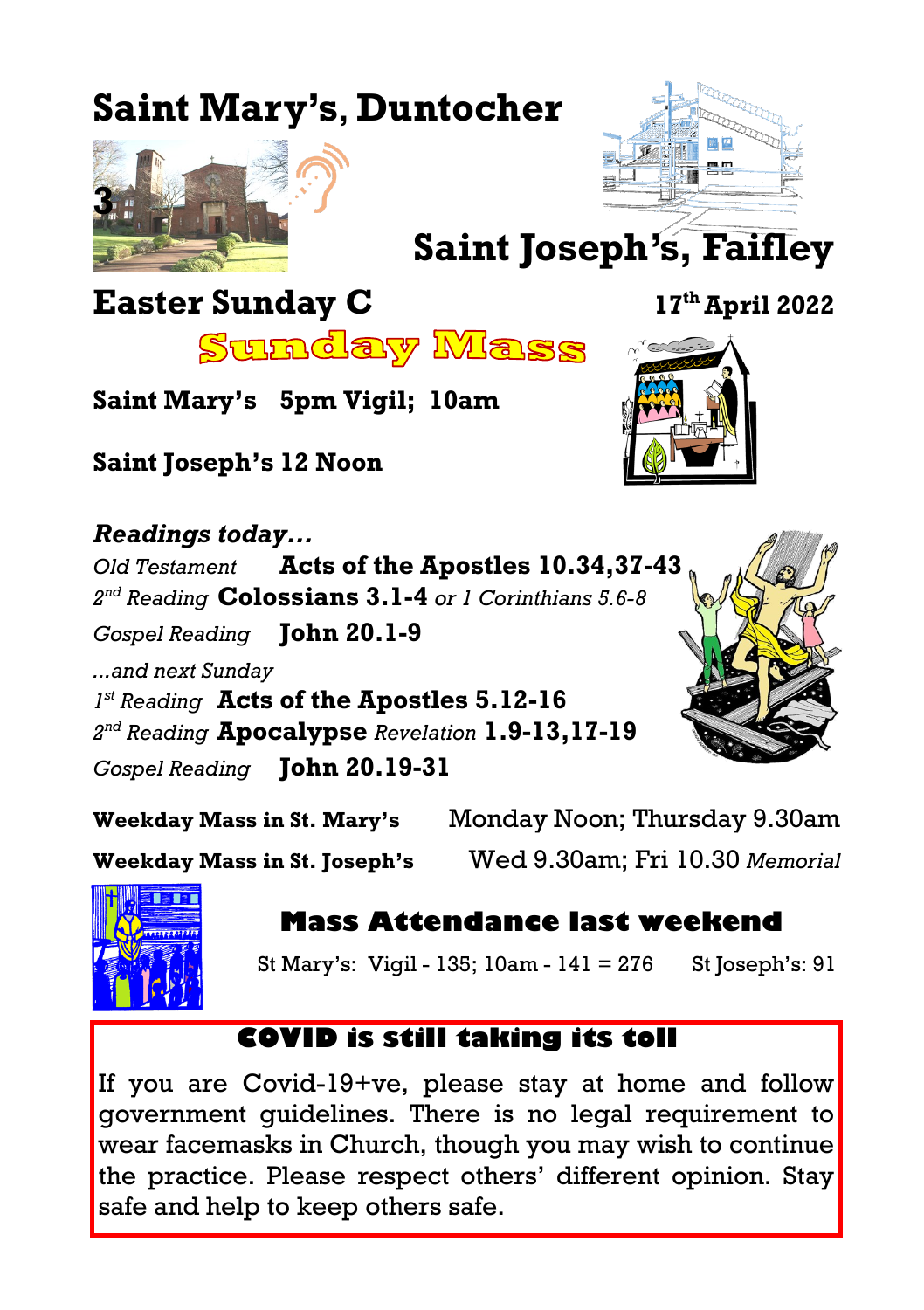# Saint Mary's, Duntocher

3

# Saint Joseph's, Faifley

## Easter Sunday C

**17th April 2022**

## Sunday Mass

**Saint Mary's 5pm Vigil; 10am**

**Saint Joseph's 12 Noon**

***Readings today…***

*Old Testament* **Acts of the Apostles 10.34,37-43**

*2nd Reading* **Colossians 3.1-4** *or 1 Corinthians 5.6-8*

*Gospel Reading* **John 20.1-9**

*...and next Sunday*

*1st Reading* **Acts of the Apostles 5.12-16**

*2nd Reading* **Apocalypse** *Revelation* **1.9-13,17-19**

*Gospel Reading* **John 20.19-31**

**Weekday Mass in St. Mary's** Monday Noon; Thursday 9.30am

**Weekday Mass in St. Joseph's** Wed 9.30am; Fri 10.30 *Memorial*

## Mass Attendance last weekend

St Mary's: Vigil - 135; 10am - 141 = 276 St Joseph's: 91

## COVID is still taking its toll

If you are Covid-19+ve, please stay at home and follow government guidelines. There is no legal requirement to wear facemasks in Church, though you may wish to continue the practice. Please respect others' different opinion. Stay safe and help to keep others safe.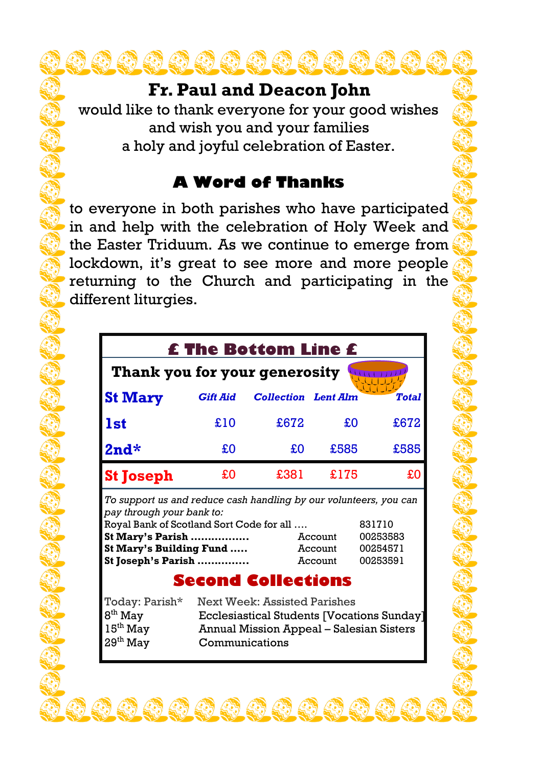## Fr. Paul and Deacon John

would like to thank everyone for your good wishes and wish you and your families a holy and joyful celebration of Easter.

## A Word of Thanks

to everyone in both parishes who have participated in and help with the celebration of Holy Week and the Easter Triduum. As we continue to emerge from lockdown, it's great to see more and more people returning to the Church and participating in the different liturgies.

## £ The Bottom Line £

**Thank you for your generosity**

| St Mary | *Gift Aid* | *Collection* | *Lent Alm* | *Total* |
|---|---|---|---|---|
| **1st** | £10 | £672 | £0 | £672 |
| **2nd*** | £0 | £0 | £585 | £585 |
| **St Joseph** | £0 | £381 | £175 | £0 |

*To support us and reduce cash handling by our volunteers, you can pay through your bank to:*

| | | |
|---|---|---|
| Royal Bank of Scotland Sort Code for all .... | | 831710 |
| **St Mary's Parish .................** | Account | 00253583 |
| **St Mary's Building Fund .....** | Account | 00254571 |
| **St Joseph's Parish ...............** | Account | 00253591 |

## Second Collections

| | |
|---|---|
| Today: Parish* | Next Week: Assisted Parishes |
| 8th May | Ecclesiastical Students [Vocations Sunday] |
| 15th May | Annual Mission Appeal – Salesian Sisters |
| 29th May | Communications |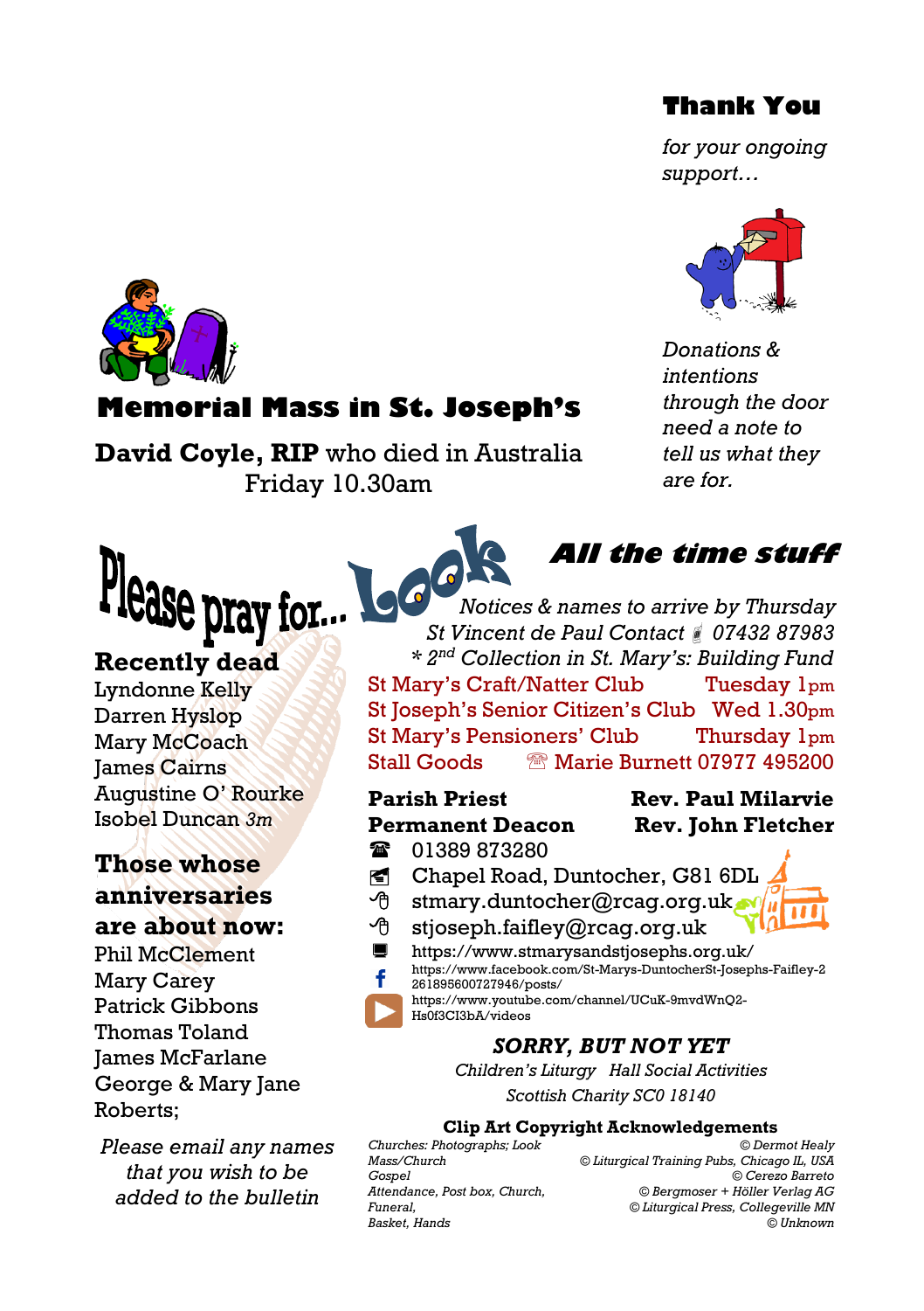## Thank You

*for your ongoing support…*

*Donations & intentions through the door need a note to tell us what they are for.*

## Memorial Mass in St. Joseph's

**David Coyle, RIP** who died in Australia
Friday 10.30am

## Please pray for...

### Recently dead

Lyndonne Kelly
Darren Hyslop
Mary McCoach
James Cairns
Augustine O' Rourke
Isobel Duncan *3m*

### Those whose anniversaries are about now:

Phil McClement
Mary Carey
Patrick Gibbons
Thomas Toland
James McFarlane
George & Mary Jane Roberts;

*Please email any names that you wish to be added to the bulletin*

## Look — *All the time stuff*

*Notices & names to arrive by Thursday*
*St Vincent de Paul Contact 07432 87983*
*\* 2nd Collection in St. Mary's: Building Fund*

| | |
|---|---|
| St Mary's Craft/Natter Club | Tuesday 1pm |
| St Joseph's Senior Citizen's Club | Wed 1.30pm |
| St Mary's Pensioners' Club | Thursday 1pm |
| Stall Goods | ☎ Marie Burnett 07977 495200 |

| | |
|---|---|
| **Parish Priest** | **Rev. Paul Milarvie** |
| **Permanent Deacon** | **Rev. John Fletcher** |

☎ 01389 873280
Chapel Road, Duntocher, G81 6DL
stmary.duntocher@rcag.org.uk
stjoseph.faifley@rcag.org.uk
https://www.stmarysandstjosephs.org.uk/
https://www.facebook.com/St-Marys-DuntocherSt-Josephs-Faifley-2261895600727946/posts/
https://www.youtube.com/channel/UCuK-9mvdWnQ2-Hs0f3CI3bA/videos

### *SORRY, BUT NOT YET*

*Children's Liturgy Hall Social Activities*

*Scottish Charity SC0 18140*

### Clip Art Copyright Acknowledgements

| | |
|---|---|
| *Churches: Photographs; Look* | *© Dermot Healy* |
| *Mass/Church* | *© Liturgical Training Pubs, Chicago IL, USA* |
| *Gospel* | *© Cerezo Barreto* |
| *Attendance, Post box, Church,* | *© Bergmoser + Höller Verlag AG* |
| *Funeral,* | *© Liturgical Press, Collegeville MN* |
| *Basket, Hands* | *© Unknown* |